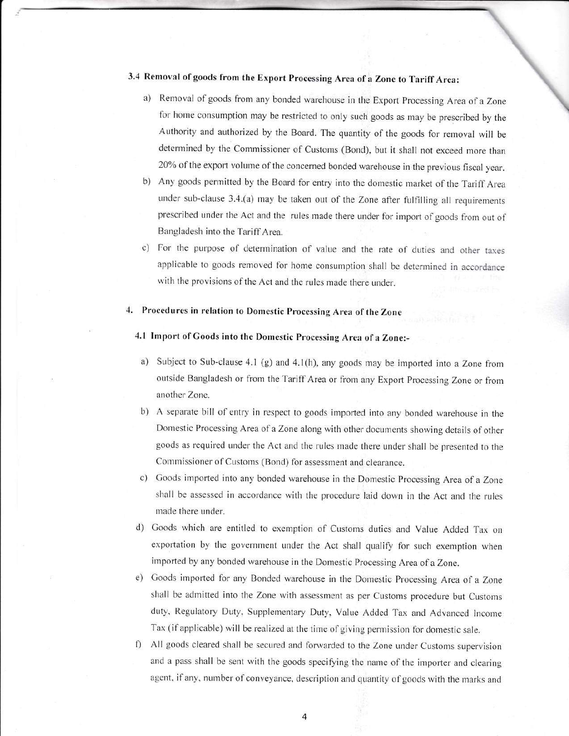### 3.4 Removal of goods from the Export Processing Area of a Zone to Tariff Area:

a) Removal of goods from any bonded warehouse in the Export Processing Area of a Zone for home consumption may be restricted to only such goods as may be prescribed by the Authority and authorized by the Board. The quantity of the goods for removal will be determined by the Commissioner of Customs (Bond), but it shall not exceed more than 20% of the export volume of the concerned bonded warehouse in the previous fiscal year.

b) Any goods permitted by the Board for entry into the domestic market of the Tariff Area under sub-clause 3.4.(a) may be taken out of the Zone after fulfilling all requirements prescribed under the Act and the rules made there under for import of goods from out of Bangladesh into the Tariff Area.

c) For the purpose of determination of value and the rate of duties and other taxes applicable to goods removed for home consumption shall be determined in accordance with the provisions of the Act and the rules made there under.

## 4. Procedures in relation to Domestic Processing Area of the Zone

### 4.1 Import of Goods into the Domestic Processing Area of a Zone:-

a) Subject to Sub-clause 4.1 (g) and 4.1(h), any goods may be imported into a Zone from outside Bangladesh or from the Tariff Area or from any Export Processing Zone or from another Zone.

b) A separate bill of entry in respect to goods imported into any bonded warehouse in the Domestic Processing Area of a Zone along with other documents showing details of other goods as required under the Act and the rules made there under shall be presented to the Commissioner of Customs (Bond) for assessment and clearance.

c) Goods imported into any bonded warehouse in the Domestic Processing Area of a Zone shall be assessed in accordance with the procedure laid down in the Act and the rules made there under.

d) Goods which are entitled to exemption of Customs duties and Value Added Tax on exportation by the government under the Act shall qualify for such exemption when imported by any bonded warehouse in the Domestic Processing Area of a Zone.

e) Goods imported for any Bonded warehouse in the Domestic Processing Area of a Zone shall be admitted into the Zone with assessment as per Customs procedure but Customs duty, Regulatory Duty, Supplementary Duty, Value Added Tax and Advanced Income Tax (if applicable) will be realized at the time of giving permission for domestic sale.

f) All goods cleared shall be secured and forwarded to the Zone under Customs supervision and a pass shall be sent with the goods specifying the name of the importer and clearing agent, if any, number of conveyance, description and quantity of goods with the marks and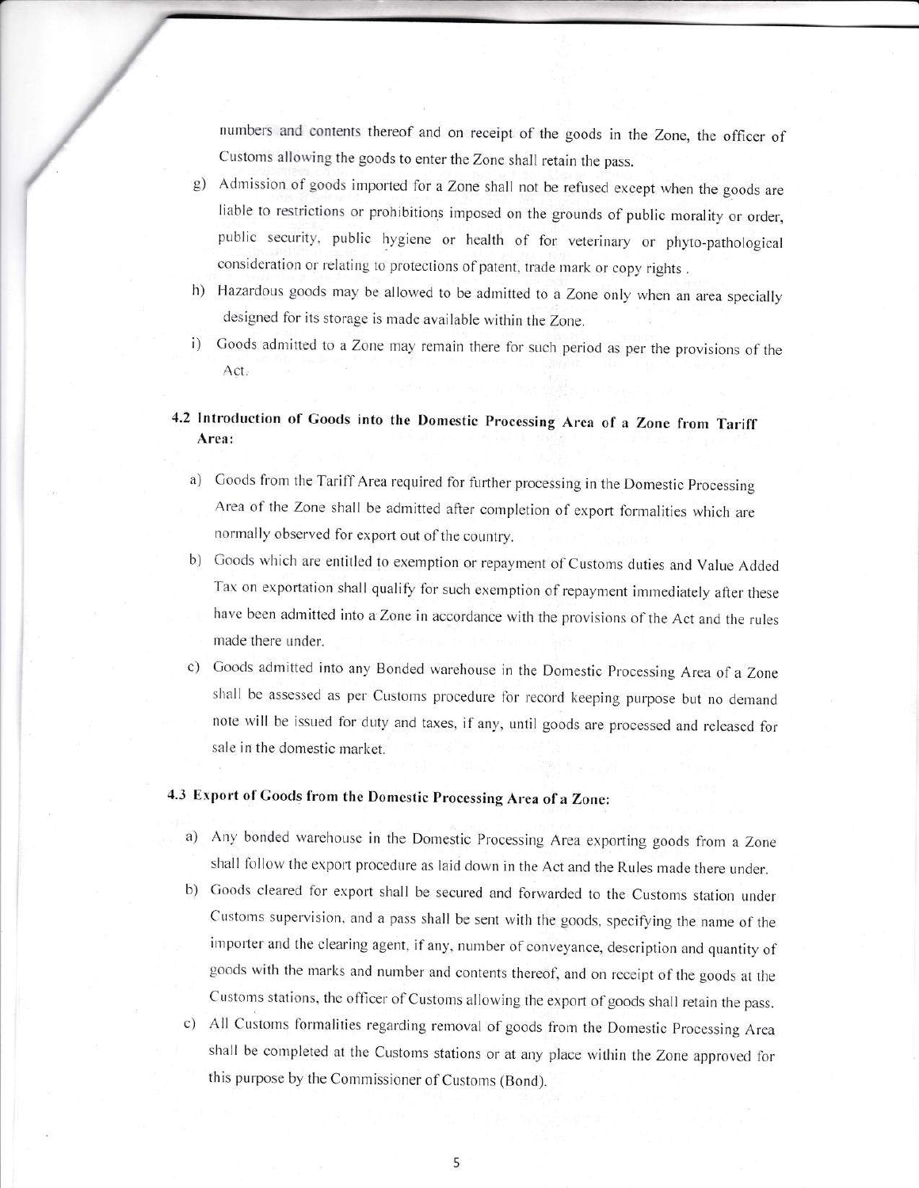numbers and contents thereof and on receipt of the goods in the Zone, the officer of Customs allowing the goods to enter the Zone shall retain the pass.

g) Admission of goods imported for a Zone shall not be refused except when the goods are liable to restrictions or prohibitions imposed on the grounds of public morality or order, public security, public hygiene or health of for veterinary or phyto-pathological consideration or relating to protections of patent, trade mark or copy rights .

h) Hazardous goods may be allowed to be admitted to a Zone only when an area specially designed for its storage is made available within the Zone.

i) Goods admitted to a Zone may remain there for such period as per the provisions of the Act.

## 4.2 Introduction of Goods into the Domestic Processing Area of a Zone from Tariff Area:

a) Goods from the Tariff Area required for further processing in the Domestic Processing Area of the Zone shall be admitted after completion of export formalities which are normally observed for export out of the country.

b) Goods which are entitled to exemption or repayment of Customs duties and Value Added Tax on exportation shall qualify for such exemption of repayment immediately after these have been admitted into a Zone in accordance with the provisions of the Act and the rules made there under.

c) Goods admitted into any Bonded warehouse in the Domestic Processing Area of a Zone shall be assessed as per Customs procedure for record keeping purpose but no demand note will be issued for duty and taxes, if any, until goods are processed and released for sale in the domestic market.

## 4.3 Export of Goods from the Domestic Processing Area of a Zone:

a) Any bonded warehouse in the Domestic Processing Area exporting goods from a Zone shall follow the export procedure as laid down in the Act and the Rules made there under.

b) Goods cleared for export shall be secured and forwarded to the Customs station under Customs supervision, and a pass shall be sent with the goods, specifying the name of the importer and the clearing agent, if any, number of conveyance, description and quantity of goods with the marks and number and contents thereof, and on receipt of the goods at the Customs stations, the officer of Customs allowing the export of goods shall retain the pass.

c) All Customs formalities regarding removal of goods from the Domestic Processing Area shall be completed at the Customs stations or at any place within the Zone approved for this purpose by the Commissioner of Customs (Bond).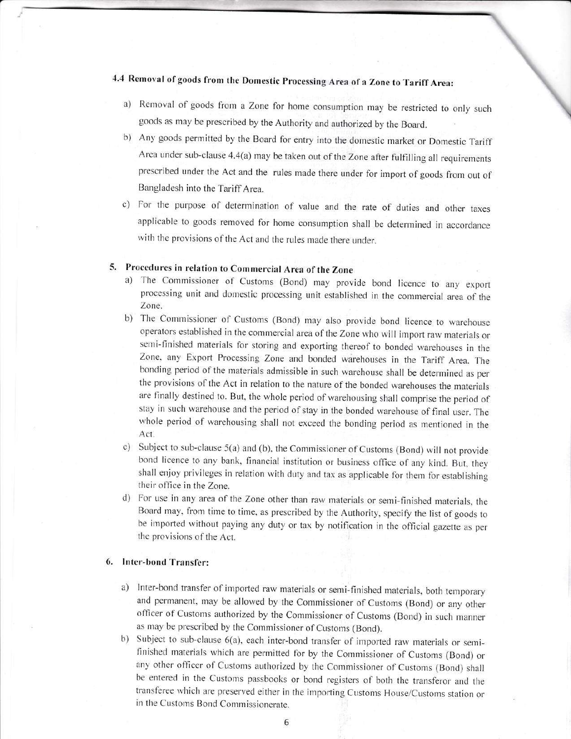### 4.4 Removal of goods from the Domestic Processing Area of a Zone to Tariff Area:

a) Removal of goods from a Zone for home consumption may be restricted to only such goods as may be prescribed by the Authority and authorized by the Board.

b) Any goods permitted by the Board for entry into the domestic market or Domestic Tariff Area under sub-clause 4.4(a) may be taken out of the Zone after fulfilling all requirements prescribed under the Act and the rules made there under for import of goods from out of Bangladesh into the Tariff Area.

c) For the purpose of determination of value and the rate of duties and other taxes applicable to goods removed for home consumption shall be determined in accordance with the provisions of the Act and the rules made there under.

## 5. Procedures in relation to Commercial Area of the Zone

a) The Commissioner of Customs (Bond) may provide bond licence to any export processing unit and domestic processing unit established in the commercial area of the Zone.

b) The Commissioner of Customs (Bond) may also provide bond licence to warehouse operators established in the commercial area of the Zone who will import raw materials or semi-finished materials for storing and exporting thereof to bonded warehouses in the Zone, any Export Processing Zone and bonded warehouses in the Tariff Area. The bonding period of the materials admissible in such warehouse shall be determined as per the provisions of the Act in relation to the nature of the bonded warehouses the materials are finally destined to. But, the whole period of warehousing shall comprise the period of stay in such warehouse and the period of stay in the bonded warehouse of final user. The whole period of warehousing shall not exceed the bonding period as mentioned in the Act.

c) Subject to sub-clause 5(a) and (b), the Commissioner of Customs (Bond) will not provide bond licence to any bank, financial institution or business office of any kind. But, they shall enjoy privileges in relation with duty and tax as applicable for them for establishing their office in the Zone.

d) For use in any area of the Zone other than raw materials or semi-finished materials, the Board may, from time to time, as prescribed by the Authority, specify the list of goods to be imported without paying any duty or tax by notification in the official gazette as per the provisions of the Act.

## 6. Inter-bond Transfer:

a) Inter-bond transfer of imported raw materials or semi-finished materials, both temporary and permanent, may be allowed by the Commissioner of Customs (Bond) or any other officer of Customs authorized by the Commissioner of Customs (Bond) in such manner as may be prescribed by the Commissioner of Customs (Bond).

b) Subject to sub-clause 6(a), each inter-bond transfer of imported raw materials or semi-finished materials which are permitted for by the Commissioner of Customs (Bond) or any other officer of Customs authorized by the Commissioner of Customs (Bond) shall be entered in the Customs passbooks or bond registers of both the transferor and the transferee which are preserved either in the importing Customs House/Customs station or in the Customs Bond Commissionerate.